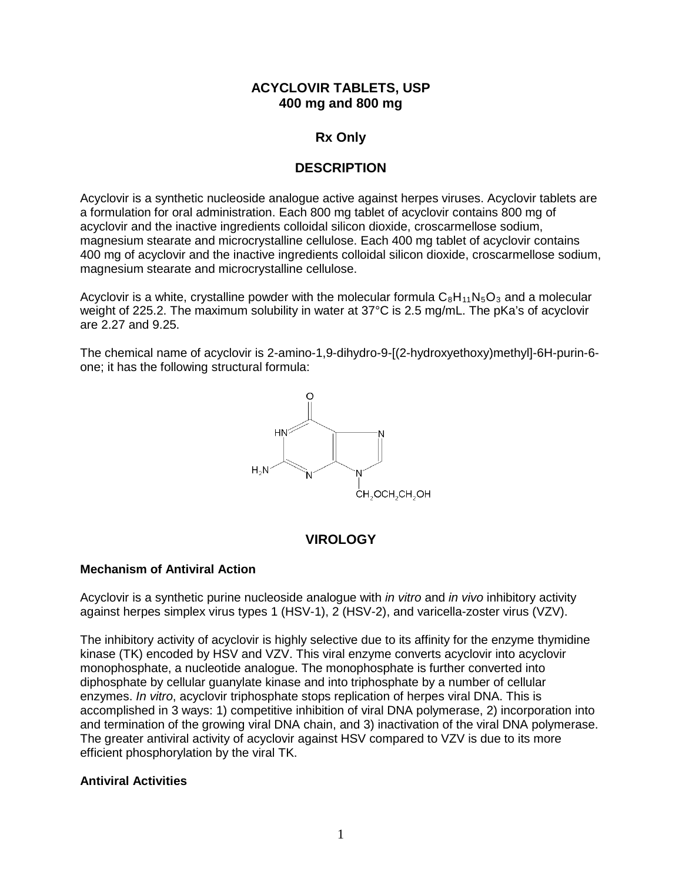# ACYCLOVIR TABLETS, USP
## 400 mg and 800 mg

**Rx Only**

## DESCRIPTION

Acyclovir is a synthetic nucleoside analogue active against herpes viruses. Acyclovir tablets are a formulation for oral administration. Each 800 mg tablet of acyclovir contains 800 mg of acyclovir and the inactive ingredients colloidal silicon dioxide, croscarmellose sodium, magnesium stearate and microcrystalline cellulose. Each 400 mg tablet of acyclovir contains 400 mg of acyclovir and the inactive ingredients colloidal silicon dioxide, croscarmellose sodium, magnesium stearate and microcrystalline cellulose.

Acyclovir is a white, crystalline powder with the molecular formula $C_8H_{11}N_5O_3$ and a molecular weight of 225.2. The maximum solubility in water at 37°C is 2.5 mg/mL. The pKa's of acyclovir are 2.27 and 9.25.

The chemical name of acyclovir is 2-amino-1,9-dihydro-9-[(2-hydroxyethoxy)methyl]-6H-purin-6-one; it has the following structural formula:

## VIROLOGY

### Mechanism of Antiviral Action

Acyclovir is a synthetic purine nucleoside analogue with *in vitro* and *in vivo* inhibitory activity against herpes simplex virus types 1 (HSV-1), 2 (HSV-2), and varicella-zoster virus (VZV).

The inhibitory activity of acyclovir is highly selective due to its affinity for the enzyme thymidine kinase (TK) encoded by HSV and VZV. This viral enzyme converts acyclovir into acyclovir monophosphate, a nucleotide analogue. The monophosphate is further converted into diphosphate by cellular guanylate kinase and into triphosphate by a number of cellular enzymes. *In vitro*, acyclovir triphosphate stops replication of herpes viral DNA. This is accomplished in 3 ways: 1) competitive inhibition of viral DNA polymerase, 2) incorporation into and termination of the growing viral DNA chain, and 3) inactivation of the viral DNA polymerase. The greater antiviral activity of acyclovir against HSV compared to VZV is due to its more efficient phosphorylation by the viral TK.

### Antiviral Activities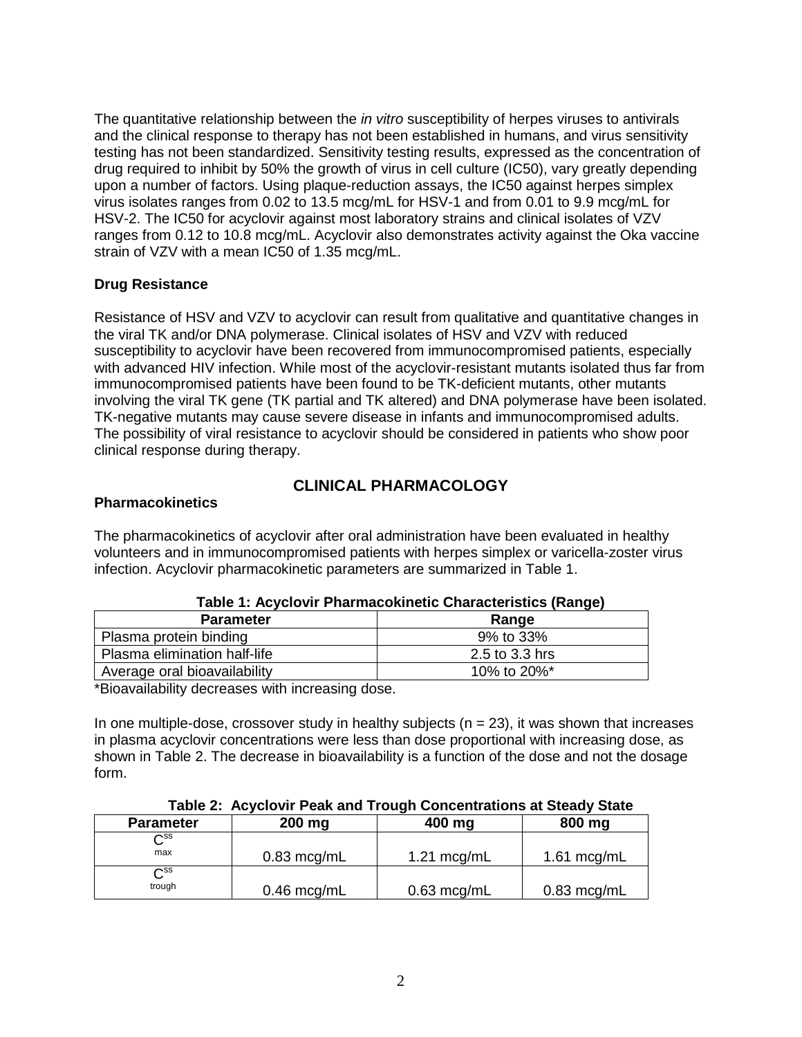The quantitative relationship between the *in vitro* susceptibility of herpes viruses to antivirals and the clinical response to therapy has not been established in humans, and virus sensitivity testing has not been standardized. Sensitivity testing results, expressed as the concentration of drug required to inhibit by 50% the growth of virus in cell culture (IC50), vary greatly depending upon a number of factors. Using plaque-reduction assays, the IC50 against herpes simplex virus isolates ranges from 0.02 to 13.5 mcg/mL for HSV-1 and from 0.01 to 9.9 mcg/mL for HSV-2. The IC50 for acyclovir against most laboratory strains and clinical isolates of VZV ranges from 0.12 to 10.8 mcg/mL. Acyclovir also demonstrates activity against the Oka vaccine strain of VZV with a mean IC50 of 1.35 mcg/mL.

**Drug Resistance**

Resistance of HSV and VZV to acyclovir can result from qualitative and quantitative changes in the viral TK and/or DNA polymerase. Clinical isolates of HSV and VZV with reduced susceptibility to acyclovir have been recovered from immunocompromised patients, especially with advanced HIV infection. While most of the acyclovir-resistant mutants isolated thus far from immunocompromised patients have been found to be TK-deficient mutants, other mutants involving the viral TK gene (TK partial and TK altered) and DNA polymerase have been isolated. TK-negative mutants may cause severe disease in infants and immunocompromised adults. The possibility of viral resistance to acyclovir should be considered in patients who show poor clinical response during therapy.

## CLINICAL PHARMACOLOGY

**Pharmacokinetics**

The pharmacokinetics of acyclovir after oral administration have been evaluated in healthy volunteers and in immunocompromised patients with herpes simplex or varicella-zoster virus infection. Acyclovir pharmacokinetic parameters are summarized in Table 1.

**Table 1: Acyclovir Pharmacokinetic Characteristics (Range)**

| Parameter | Range |
| --- | --- |
| Plasma protein binding | 9% to 33% |
| Plasma elimination half-life | 2.5 to 3.3 hrs |
| Average oral bioavailability | 10% to 20%* |

*Bioavailability decreases with increasing dose.

In one multiple-dose, crossover study in healthy subjects (n = 23), it was shown that increases in plasma acyclovir concentrations were less than dose proportional with increasing dose, as shown in Table 2. The decrease in bioavailability is a function of the dose and not the dosage form.

**Table 2: Acyclovir Peak and Trough Concentrations at Steady State**

| Parameter | 200 mg | 400 mg | 800 mg |
| --- | --- | --- | --- |
| $C^{ss}_{max}$ | 0.83 mcg/mL | 1.21 mcg/mL | 1.61 mcg/mL |
| $C^{ss}_{trough}$ | 0.46 mcg/mL | 0.63 mcg/mL | 0.83 mcg/mL |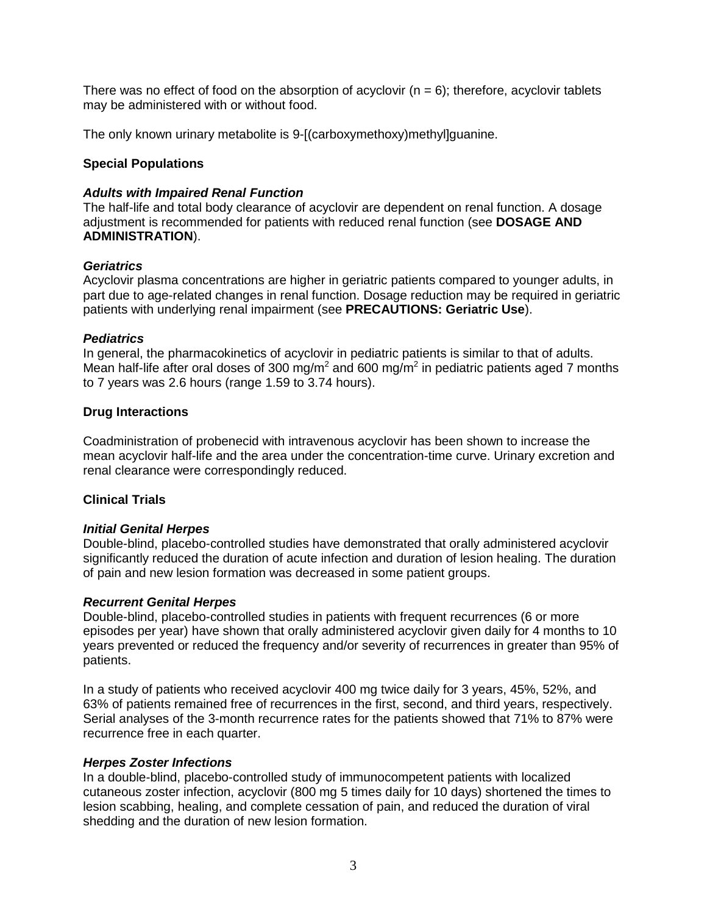There was no effect of food on the absorption of acyclovir ($n = 6$); therefore, acyclovir tablets may be administered with or without food.

The only known urinary metabolite is 9-[(carboxymethoxy)methyl]guanine.

### Special Populations

***Adults with Impaired Renal Function***

The half-life and total body clearance of acyclovir are dependent on renal function. A dosage adjustment is recommended for patients with reduced renal function (see **DOSAGE AND ADMINISTRATION**).

***Geriatrics***

Acyclovir plasma concentrations are higher in geriatric patients compared to younger adults, in part due to age-related changes in renal function. Dosage reduction may be required in geriatric patients with underlying renal impairment (see **PRECAUTIONS: Geriatric Use**).

***Pediatrics***

In general, the pharmacokinetics of acyclovir in pediatric patients is similar to that of adults. Mean half-life after oral doses of 300 mg/$m^2$ and 600 mg/$m^2$ in pediatric patients aged 7 months to 7 years was 2.6 hours (range 1.59 to 3.74 hours).

### Drug Interactions

Coadministration of probenecid with intravenous acyclovir has been shown to increase the mean acyclovir half-life and the area under the concentration-time curve. Urinary excretion and renal clearance were correspondingly reduced.

### Clinical Trials

***Initial Genital Herpes***

Double-blind, placebo-controlled studies have demonstrated that orally administered acyclovir significantly reduced the duration of acute infection and duration of lesion healing. The duration of pain and new lesion formation was decreased in some patient groups.

***Recurrent Genital Herpes***

Double-blind, placebo-controlled studies in patients with frequent recurrences (6 or more episodes per year) have shown that orally administered acyclovir given daily for 4 months to 10 years prevented or reduced the frequency and/or severity of recurrences in greater than 95% of patients.

In a study of patients who received acyclovir 400 mg twice daily for 3 years, 45%, 52%, and 63% of patients remained free of recurrences in the first, second, and third years, respectively. Serial analyses of the 3-month recurrence rates for the patients showed that 71% to 87% were recurrence free in each quarter.

***Herpes Zoster Infections***

In a double-blind, placebo-controlled study of immunocompetent patients with localized cutaneous zoster infection, acyclovir (800 mg 5 times daily for 10 days) shortened the times to lesion scabbing, healing, and complete cessation of pain, and reduced the duration of viral shedding and the duration of new lesion formation.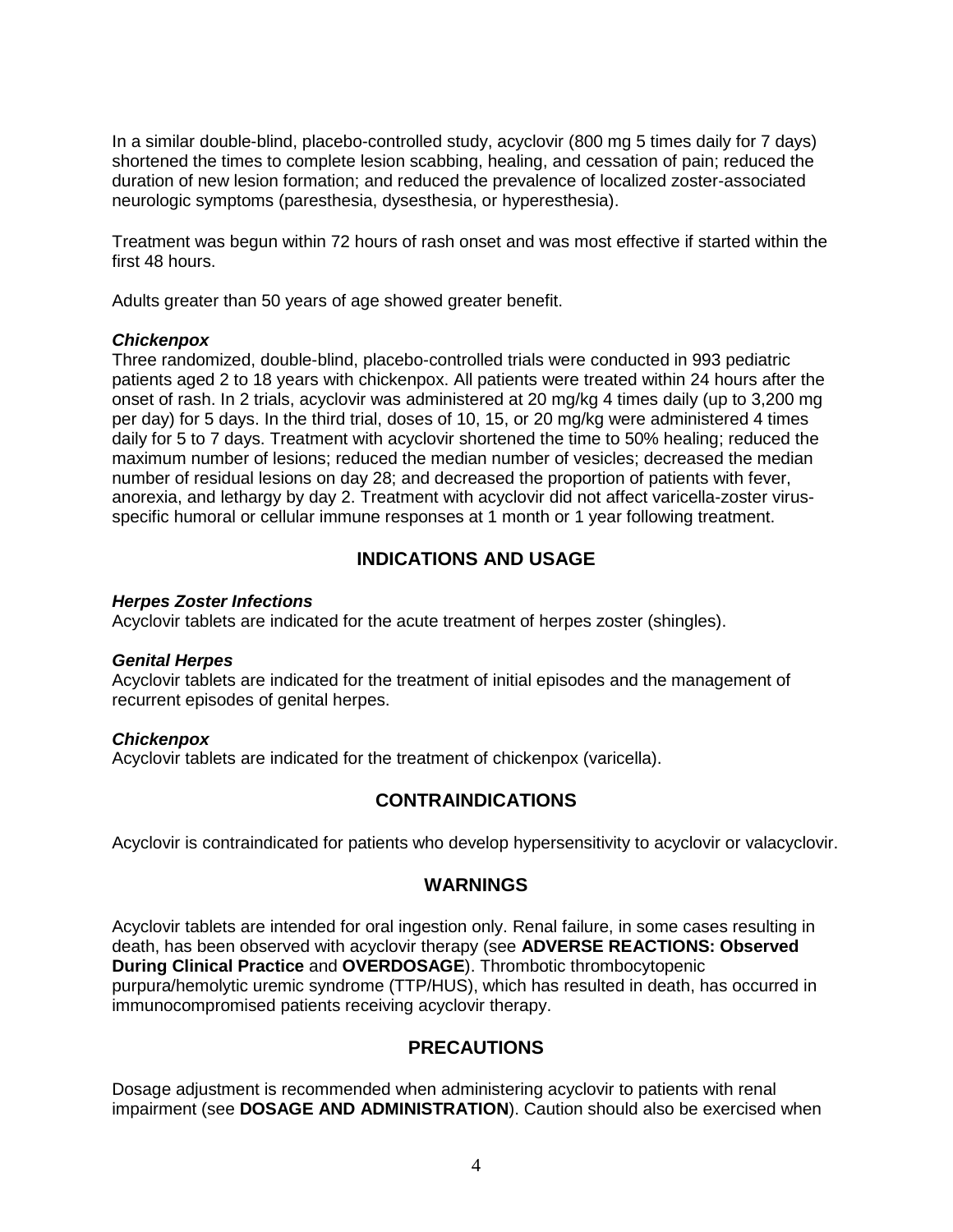In a similar double-blind, placebo-controlled study, acyclovir (800 mg 5 times daily for 7 days) shortened the times to complete lesion scabbing, healing, and cessation of pain; reduced the duration of new lesion formation; and reduced the prevalence of localized zoster-associated neurologic symptoms (paresthesia, dysesthesia, or hyperesthesia).

Treatment was begun within 72 hours of rash onset and was most effective if started within the first 48 hours.

Adults greater than 50 years of age showed greater benefit.

***Chickenpox***
Three randomized, double-blind, placebo-controlled trials were conducted in 993 pediatric patients aged 2 to 18 years with chickenpox. All patients were treated within 24 hours after the onset of rash. In 2 trials, acyclovir was administered at 20 mg/kg 4 times daily (up to 3,200 mg per day) for 5 days. In the third trial, doses of 10, 15, or 20 mg/kg were administered 4 times daily for 5 to 7 days. Treatment with acyclovir shortened the time to 50% healing; reduced the maximum number of lesions; reduced the median number of vesicles; decreased the median number of residual lesions on day 28; and decreased the proportion of patients with fever, anorexia, and lethargy by day 2. Treatment with acyclovir did not affect varicella-zoster virus-specific humoral or cellular immune responses at 1 month or 1 year following treatment.

## INDICATIONS AND USAGE

***Herpes Zoster Infections***
Acyclovir tablets are indicated for the acute treatment of herpes zoster (shingles).

***Genital Herpes***
Acyclovir tablets are indicated for the treatment of initial episodes and the management of recurrent episodes of genital herpes.

***Chickenpox***
Acyclovir tablets are indicated for the treatment of chickenpox (varicella).

## CONTRAINDICATIONS

Acyclovir is contraindicated for patients who develop hypersensitivity to acyclovir or valacyclovir.

## WARNINGS

Acyclovir tablets are intended for oral ingestion only. Renal failure, in some cases resulting in death, has been observed with acyclovir therapy (see **ADVERSE REACTIONS: Observed During Clinical Practice** and **OVERDOSAGE**). Thrombotic thrombocytopenic purpura/hemolytic uremic syndrome (TTP/HUS), which has resulted in death, has occurred in immunocompromised patients receiving acyclovir therapy.

## PRECAUTIONS

Dosage adjustment is recommended when administering acyclovir to patients with renal impairment (see **DOSAGE AND ADMINISTRATION**). Caution should also be exercised when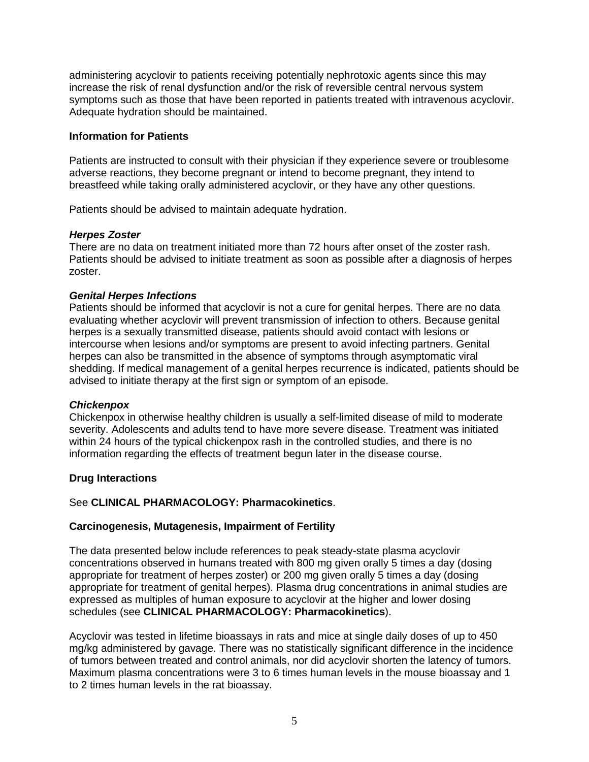administering acyclovir to patients receiving potentially nephrotoxic agents since this may increase the risk of renal dysfunction and/or the risk of reversible central nervous system symptoms such as those that have been reported in patients treated with intravenous acyclovir. Adequate hydration should be maintained.

**Information for Patients**

Patients are instructed to consult with their physician if they experience severe or troublesome adverse reactions, they become pregnant or intend to become pregnant, they intend to breastfeed while taking orally administered acyclovir, or they have any other questions.

Patients should be advised to maintain adequate hydration.

***Herpes Zoster***

There are no data on treatment initiated more than 72 hours after onset of the zoster rash. Patients should be advised to initiate treatment as soon as possible after a diagnosis of herpes zoster.

***Genital Herpes Infections***

Patients should be informed that acyclovir is not a cure for genital herpes. There are no data evaluating whether acyclovir will prevent transmission of infection to others. Because genital herpes is a sexually transmitted disease, patients should avoid contact with lesions or intercourse when lesions and/or symptoms are present to avoid infecting partners. Genital herpes can also be transmitted in the absence of symptoms through asymptomatic viral shedding. If medical management of a genital herpes recurrence is indicated, patients should be advised to initiate therapy at the first sign or symptom of an episode.

***Chickenpox***

Chickenpox in otherwise healthy children is usually a self-limited disease of mild to moderate severity. Adolescents and adults tend to have more severe disease. Treatment was initiated within 24 hours of the typical chickenpox rash in the controlled studies, and there is no information regarding the effects of treatment begun later in the disease course.

**Drug Interactions**

See **CLINICAL PHARMACOLOGY: Pharmacokinetics**.

**Carcinogenesis, Mutagenesis, Impairment of Fertility**

The data presented below include references to peak steady-state plasma acyclovir concentrations observed in humans treated with 800 mg given orally 5 times a day (dosing appropriate for treatment of herpes zoster) or 200 mg given orally 5 times a day (dosing appropriate for treatment of genital herpes). Plasma drug concentrations in animal studies are expressed as multiples of human exposure to acyclovir at the higher and lower dosing schedules (see **CLINICAL PHARMACOLOGY: Pharmacokinetics**).

Acyclovir was tested in lifetime bioassays in rats and mice at single daily doses of up to 450 mg/kg administered by gavage. There was no statistically significant difference in the incidence of tumors between treated and control animals, nor did acyclovir shorten the latency of tumors. Maximum plasma concentrations were 3 to 6 times human levels in the mouse bioassay and 1 to 2 times human levels in the rat bioassay.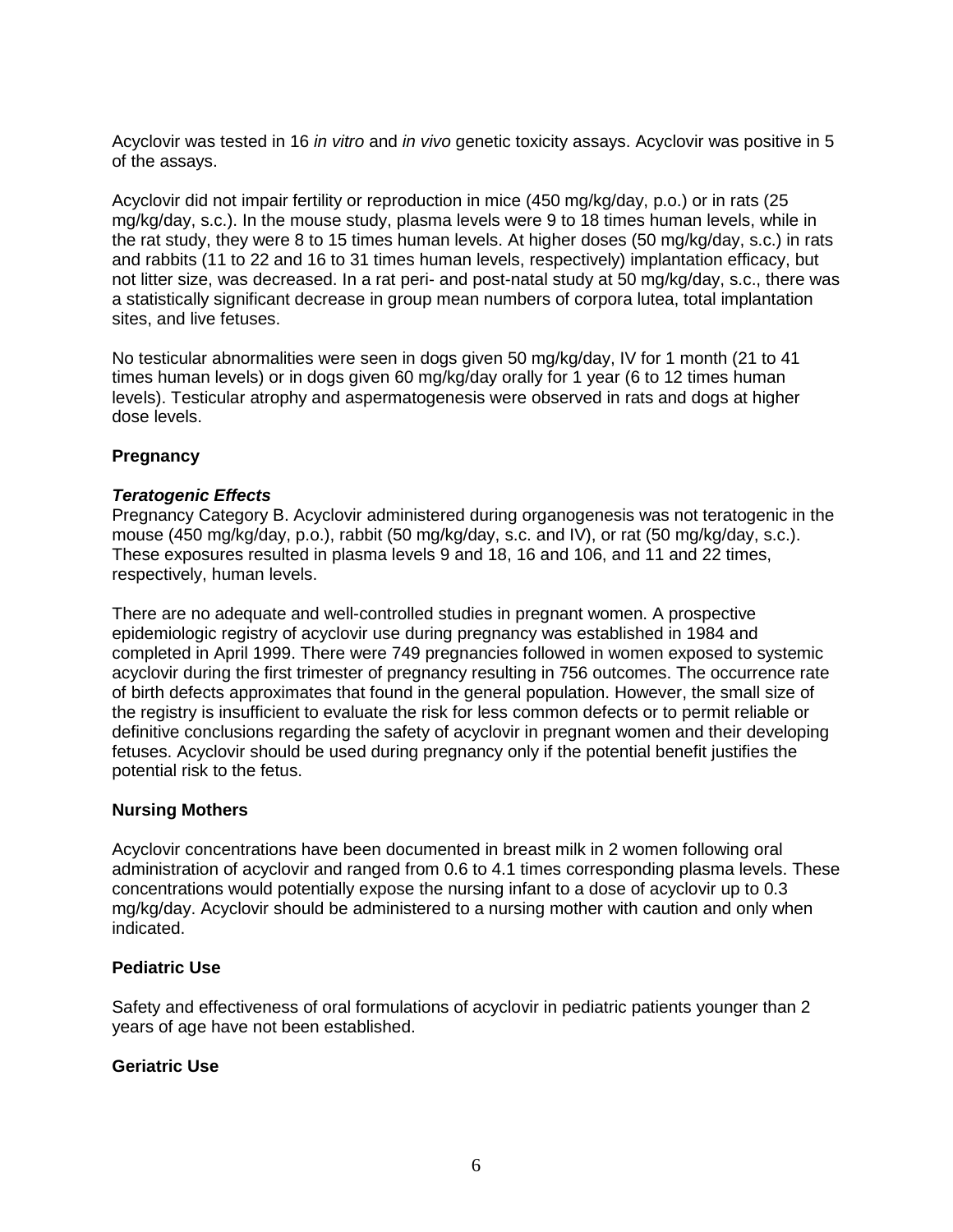Acyclovir was tested in 16 *in vitro* and *in vivo* genetic toxicity assays. Acyclovir was positive in 5 of the assays.

Acyclovir did not impair fertility or reproduction in mice (450 mg/kg/day, p.o.) or in rats (25 mg/kg/day, s.c.). In the mouse study, plasma levels were 9 to 18 times human levels, while in the rat study, they were 8 to 15 times human levels. At higher doses (50 mg/kg/day, s.c.) in rats and rabbits (11 to 22 and 16 to 31 times human levels, respectively) implantation efficacy, but not litter size, was decreased. In a rat peri- and post-natal study at 50 mg/kg/day, s.c., there was a statistically significant decrease in group mean numbers of corpora lutea, total implantation sites, and live fetuses.

No testicular abnormalities were seen in dogs given 50 mg/kg/day, IV for 1 month (21 to 41 times human levels) or in dogs given 60 mg/kg/day orally for 1 year (6 to 12 times human levels). Testicular atrophy and aspermatogenesis were observed in rats and dogs at higher dose levels.

## Pregnancy

### *Teratogenic Effects*

Pregnancy Category B. Acyclovir administered during organogenesis was not teratogenic in the mouse (450 mg/kg/day, p.o.), rabbit (50 mg/kg/day, s.c. and IV), or rat (50 mg/kg/day, s.c.). These exposures resulted in plasma levels 9 and 18, 16 and 106, and 11 and 22 times, respectively, human levels.

There are no adequate and well-controlled studies in pregnant women. A prospective epidemiologic registry of acyclovir use during pregnancy was established in 1984 and completed in April 1999. There were 749 pregnancies followed in women exposed to systemic acyclovir during the first trimester of pregnancy resulting in 756 outcomes. The occurrence rate of birth defects approximates that found in the general population. However, the small size of the registry is insufficient to evaluate the risk for less common defects or to permit reliable or definitive conclusions regarding the safety of acyclovir in pregnant women and their developing fetuses. Acyclovir should be used during pregnancy only if the potential benefit justifies the potential risk to the fetus.

## Nursing Mothers

Acyclovir concentrations have been documented in breast milk in 2 women following oral administration of acyclovir and ranged from 0.6 to 4.1 times corresponding plasma levels. These concentrations would potentially expose the nursing infant to a dose of acyclovir up to 0.3 mg/kg/day. Acyclovir should be administered to a nursing mother with caution and only when indicated.

## Pediatric Use

Safety and effectiveness of oral formulations of acyclovir in pediatric patients younger than 2 years of age have not been established.

## Geriatric Use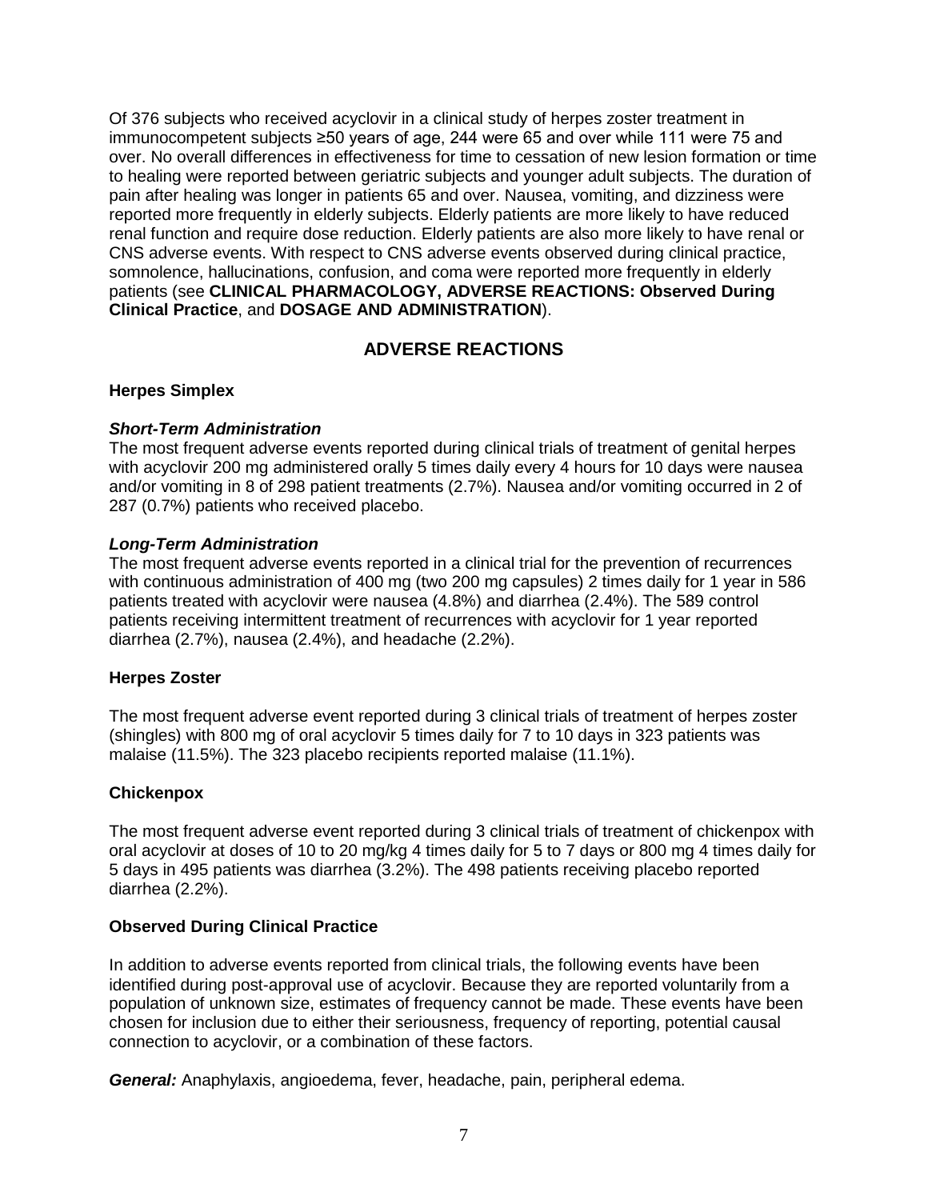Of 376 subjects who received acyclovir in a clinical study of herpes zoster treatment in immunocompetent subjects ≥50 years of age, 244 were 65 and over while 111 were 75 and over. No overall differences in effectiveness for time to cessation of new lesion formation or time to healing were reported between geriatric subjects and younger adult subjects. The duration of pain after healing was longer in patients 65 and over. Nausea, vomiting, and dizziness were reported more frequently in elderly subjects. Elderly patients are more likely to have reduced renal function and require dose reduction. Elderly patients are also more likely to have renal or CNS adverse events. With respect to CNS adverse events observed during clinical practice, somnolence, hallucinations, confusion, and coma were reported more frequently in elderly patients (see **CLINICAL PHARMACOLOGY, ADVERSE REACTIONS: Observed During Clinical Practice**, and **DOSAGE AND ADMINISTRATION**).

## ADVERSE REACTIONS

### Herpes Simplex

#### *Short-Term Administration*

The most frequent adverse events reported during clinical trials of treatment of genital herpes with acyclovir 200 mg administered orally 5 times daily every 4 hours for 10 days were nausea and/or vomiting in 8 of 298 patient treatments (2.7%). Nausea and/or vomiting occurred in 2 of 287 (0.7%) patients who received placebo.

#### *Long-Term Administration*

The most frequent adverse events reported in a clinical trial for the prevention of recurrences with continuous administration of 400 mg (two 200 mg capsules) 2 times daily for 1 year in 586 patients treated with acyclovir were nausea (4.8%) and diarrhea (2.4%). The 589 control patients receiving intermittent treatment of recurrences with acyclovir for 1 year reported diarrhea (2.7%), nausea (2.4%), and headache (2.2%).

### Herpes Zoster

The most frequent adverse event reported during 3 clinical trials of treatment of herpes zoster (shingles) with 800 mg of oral acyclovir 5 times daily for 7 to 10 days in 323 patients was malaise (11.5%). The 323 placebo recipients reported malaise (11.1%).

### Chickenpox

The most frequent adverse event reported during 3 clinical trials of treatment of chickenpox with oral acyclovir at doses of 10 to 20 mg/kg 4 times daily for 5 to 7 days or 800 mg 4 times daily for 5 days in 495 patients was diarrhea (3.2%). The 498 patients receiving placebo reported diarrhea (2.2%).

### Observed During Clinical Practice

In addition to adverse events reported from clinical trials, the following events have been identified during post-approval use of acyclovir. Because they are reported voluntarily from a population of unknown size, estimates of frequency cannot be made. These events have been chosen for inclusion due to either their seriousness, frequency of reporting, potential causal connection to acyclovir, or a combination of these factors.

***General:*** Anaphylaxis, angioedema, fever, headache, pain, peripheral edema.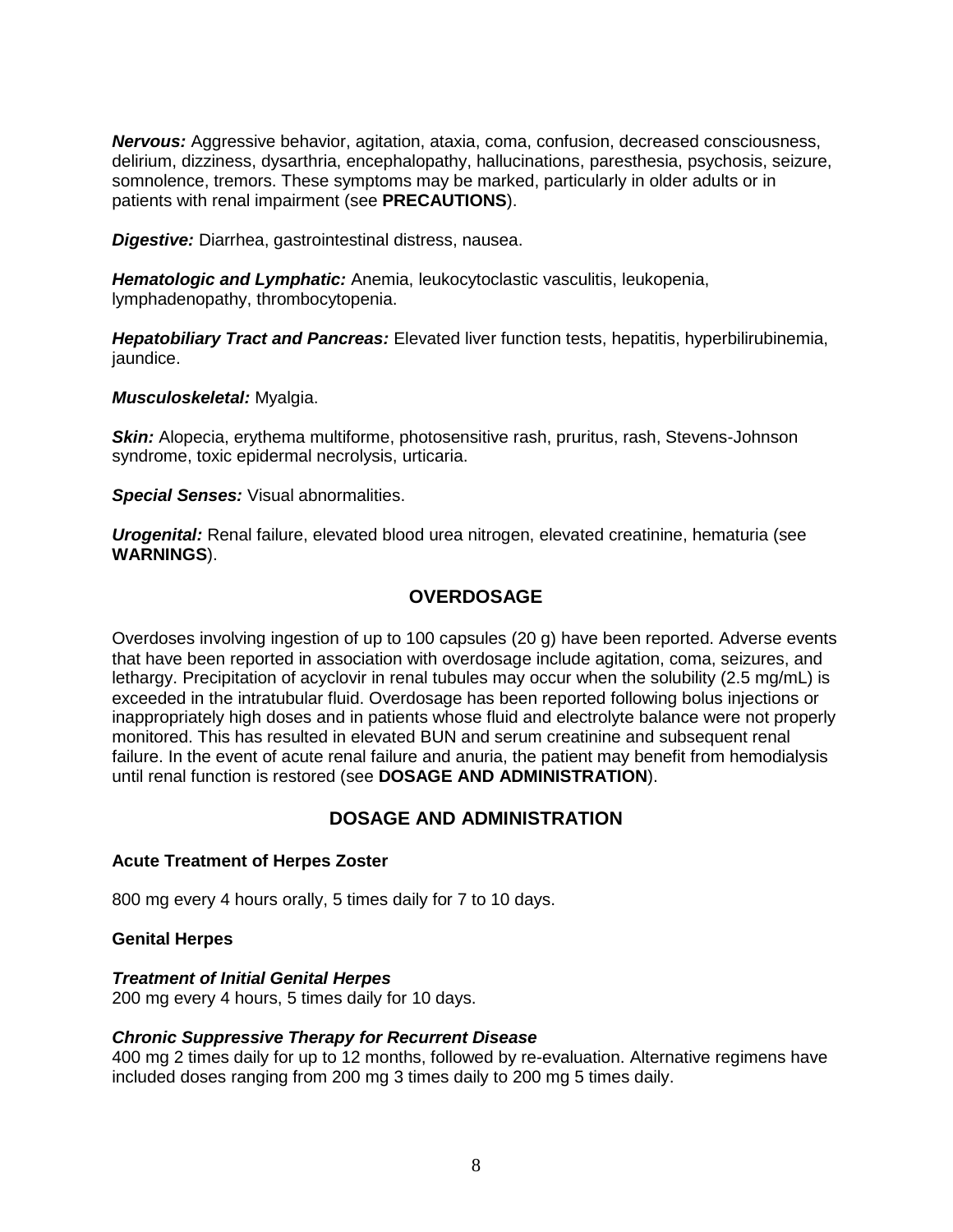***Nervous:*** Aggressive behavior, agitation, ataxia, coma, confusion, decreased consciousness, delirium, dizziness, dysarthria, encephalopathy, hallucinations, paresthesia, psychosis, seizure, somnolence, tremors. These symptoms may be marked, particularly in older adults or in patients with renal impairment (see **PRECAUTIONS**).

***Digestive:*** Diarrhea, gastrointestinal distress, nausea.

***Hematologic and Lymphatic:*** Anemia, leukocytoclastic vasculitis, leukopenia, lymphadenopathy, thrombocytopenia.

***Hepatobiliary Tract and Pancreas:*** Elevated liver function tests, hepatitis, hyperbilirubinemia, jaundice.

***Musculoskeletal:*** Myalgia.

***Skin:*** Alopecia, erythema multiforme, photosensitive rash, pruritus, rash, Stevens-Johnson syndrome, toxic epidermal necrolysis, urticaria.

***Special Senses:*** Visual abnormalities.

***Urogenital:*** Renal failure, elevated blood urea nitrogen, elevated creatinine, hematuria (see **WARNINGS**).

## OVERDOSAGE

Overdoses involving ingestion of up to 100 capsules (20 g) have been reported. Adverse events that have been reported in association with overdosage include agitation, coma, seizures, and lethargy. Precipitation of acyclovir in renal tubules may occur when the solubility (2.5 mg/mL) is exceeded in the intratubular fluid. Overdosage has been reported following bolus injections or inappropriately high doses and in patients whose fluid and electrolyte balance were not properly monitored. This has resulted in elevated BUN and serum creatinine and subsequent renal failure. In the event of acute renal failure and anuria, the patient may benefit from hemodialysis until renal function is restored (see **DOSAGE AND ADMINISTRATION**).

## DOSAGE AND ADMINISTRATION

### Acute Treatment of Herpes Zoster

800 mg every 4 hours orally, 5 times daily for 7 to 10 days.

### Genital Herpes

***Treatment of Initial Genital Herpes***
200 mg every 4 hours, 5 times daily for 10 days.

***Chronic Suppressive Therapy for Recurrent Disease***
400 mg 2 times daily for up to 12 months, followed by re-evaluation. Alternative regimens have included doses ranging from 200 mg 3 times daily to 200 mg 5 times daily.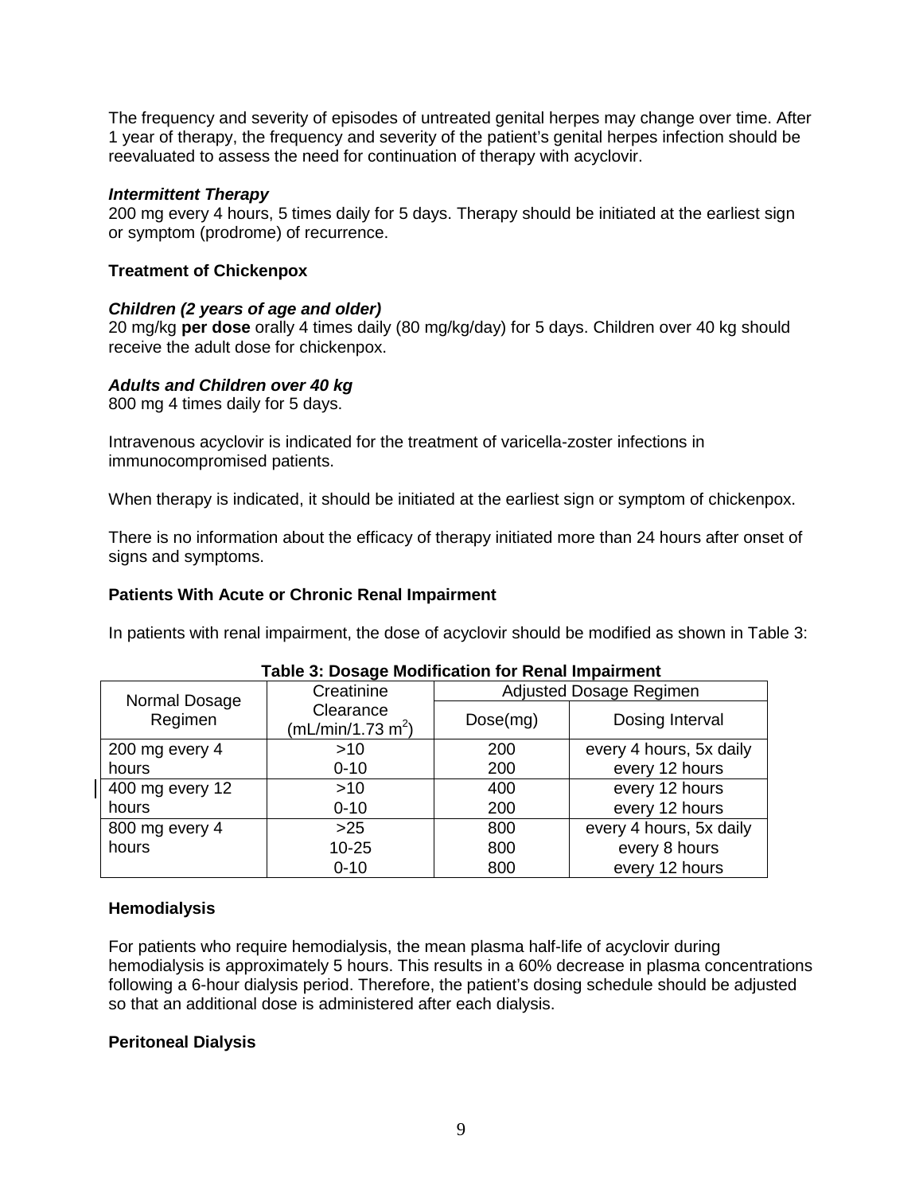The frequency and severity of episodes of untreated genital herpes may change over time. After 1 year of therapy, the frequency and severity of the patient's genital herpes infection should be reevaluated to assess the need for continuation of therapy with acyclovir.

***Intermittent Therapy***
200 mg every 4 hours, 5 times daily for 5 days. Therapy should be initiated at the earliest sign or symptom (prodrome) of recurrence.

**Treatment of Chickenpox**

***Children (2 years of age and older)***
20 mg/kg **per dose** orally 4 times daily (80 mg/kg/day) for 5 days. Children over 40 kg should receive the adult dose for chickenpox.

***Adults and Children over 40 kg***
800 mg 4 times daily for 5 days.

Intravenous acyclovir is indicated for the treatment of varicella-zoster infections in immunocompromised patients.

When therapy is indicated, it should be initiated at the earliest sign or symptom of chickenpox.

There is no information about the efficacy of therapy initiated more than 24 hours after onset of signs and symptoms.

**Patients With Acute or Chronic Renal Impairment**

In patients with renal impairment, the dose of acyclovir should be modified as shown in Table 3:

**Table 3: Dosage Modification for Renal Impairment**

| Normal Dosage Regimen | Creatinine Clearance (mL/min/1.73 $m^2$) | Adjusted Dosage Regimen | |
|---|---|---|---|
| | | Dose(mg) | Dosing Interval |
| 200 mg every 4 hours | >10 | 200 | every 4 hours, 5x daily |
| | 0-10 | 200 | every 12 hours |
| 400 mg every 12 hours | >10 | 400 | every 12 hours |
| | 0-10 | 200 | every 12 hours |
| 800 mg every 4 hours | >25 | 800 | every 4 hours, 5x daily |
| | 10-25 | 800 | every 8 hours |
| | 0-10 | 800 | every 12 hours |

**Hemodialysis**

For patients who require hemodialysis, the mean plasma half-life of acyclovir during hemodialysis is approximately 5 hours. This results in a 60% decrease in plasma concentrations following a 6-hour dialysis period. Therefore, the patient's dosing schedule should be adjusted so that an additional dose is administered after each dialysis.

**Peritoneal Dialysis**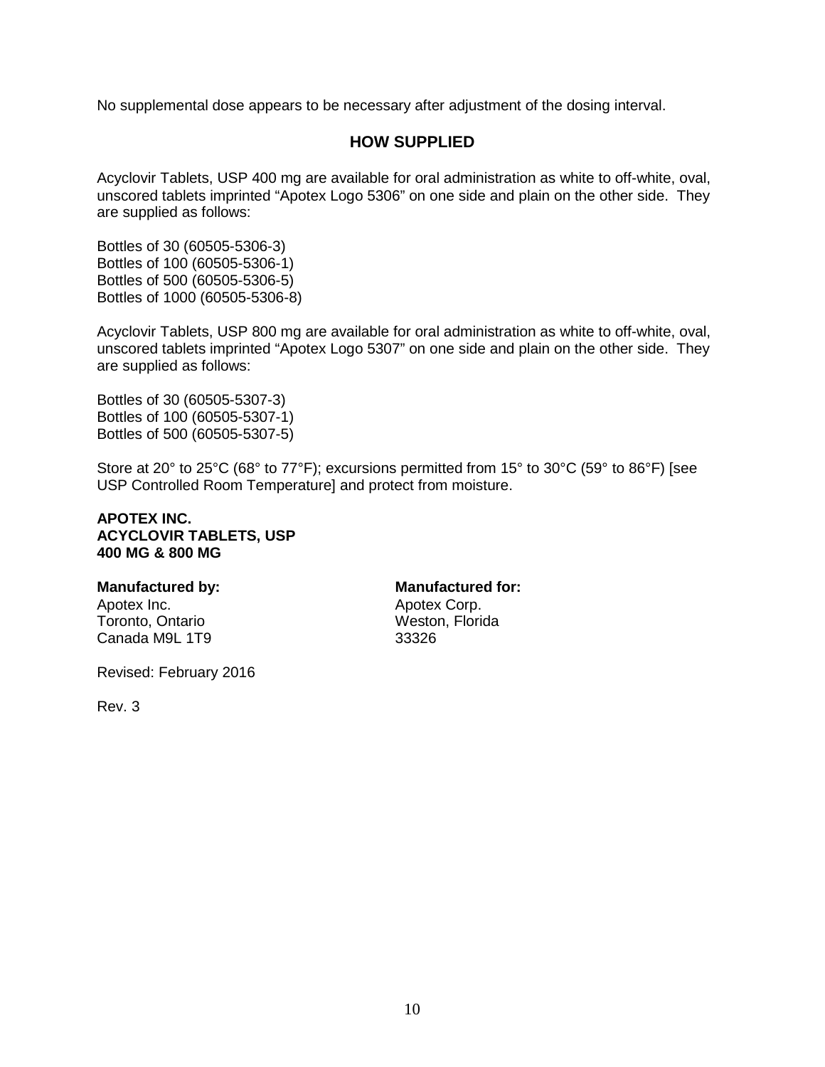No supplemental dose appears to be necessary after adjustment of the dosing interval.

## HOW SUPPLIED

Acyclovir Tablets, USP 400 mg are available for oral administration as white to off-white, oval, unscored tablets imprinted “Apotex Logo 5306” on one side and plain on the other side. They are supplied as follows:

Bottles of 30 (60505-5306-3)
Bottles of 100 (60505-5306-1)
Bottles of 500 (60505-5306-5)
Bottles of 1000 (60505-5306-8)

Acyclovir Tablets, USP 800 mg are available for oral administration as white to off-white, oval, unscored tablets imprinted “Apotex Logo 5307” on one side and plain on the other side. They are supplied as follows:

Bottles of 30 (60505-5307-3)
Bottles of 100 (60505-5307-1)
Bottles of 500 (60505-5307-5)

Store at 20° to 25°C (68° to 77°F); excursions permitted from 15° to 30°C (59° to 86°F) [see USP Controlled Room Temperature] and protect from moisture.

**APOTEX INC.**
**ACYCLOVIR TABLETS, USP**
**400 MG & 800 MG**

**Manufactured by:**
Apotex Inc.
Toronto, Ontario
Canada M9L 1T9

**Manufactured for:**
Apotex Corp.
Weston, Florida
33326

Revised: February 2016

Rev. 3